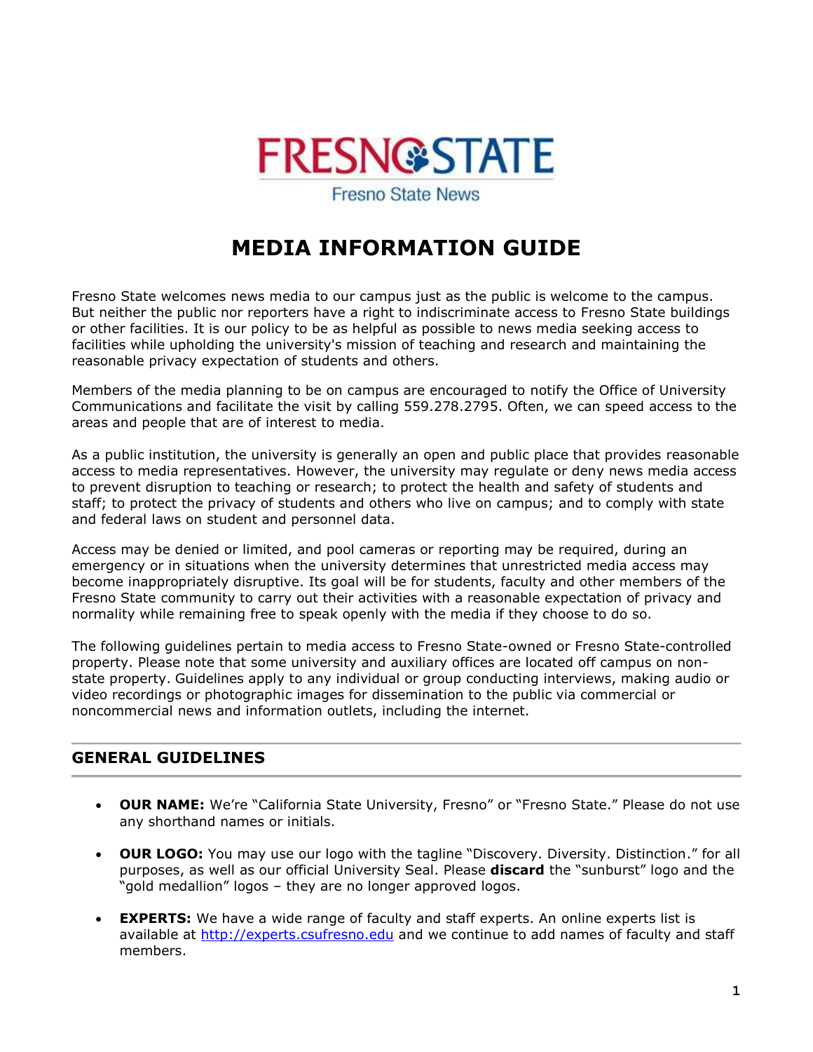FRESNO STATE

Fresno State News

# MEDIA INFORMATION GUIDE

Fresno State welcomes news media to our campus just as the public is welcome to the campus. But neither the public nor reporters have a right to indiscriminate access to Fresno State buildings or other facilities. It is our policy to be as helpful as possible to news media seeking access to facilities while upholding the university's mission of teaching and research and maintaining the reasonable privacy expectation of students and others.

Members of the media planning to be on campus are encouraged to notify the Office of University Communications and facilitate the visit by calling 559.278.2795. Often, we can speed access to the areas and people that are of interest to media.

As a public institution, the university is generally an open and public place that provides reasonable access to media representatives. However, the university may regulate or deny news media access to prevent disruption to teaching or research; to protect the health and safety of students and staff; to protect the privacy of students and others who live on campus; and to comply with state and federal laws on student and personnel data.

Access may be denied or limited, and pool cameras or reporting may be required, during an emergency or in situations when the university determines that unrestricted media access may become inappropriately disruptive. Its goal will be for students, faculty and other members of the Fresno State community to carry out their activities with a reasonable expectation of privacy and normality while remaining free to speak openly with the media if they choose to do so.

The following guidelines pertain to media access to Fresno State-owned or Fresno State-controlled property. Please note that some university and auxiliary offices are located off campus on non-state property. Guidelines apply to any individual or group conducting interviews, making audio or video recordings or photographic images for dissemination to the public via commercial or noncommercial news and information outlets, including the internet.

## GENERAL GUIDELINES

- **OUR NAME:** We're "California State University, Fresno" or "Fresno State." Please do not use any shorthand names or initials.
- **OUR LOGO:** You may use our logo with the tagline "Discovery. Diversity. Distinction." for all purposes, as well as our official University Seal. Please **discard** the "sunburst" logo and the "gold medallion" logos – they are no longer approved logos.
- **EXPERTS:** We have a wide range of faculty and staff experts. An online experts list is available at http://experts.csufresno.edu and we continue to add names of faculty and staff members.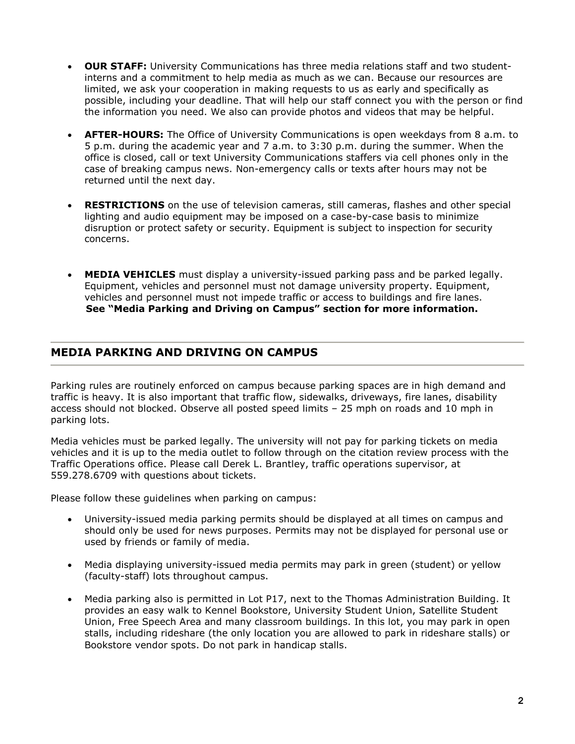- **OUR STAFF:** University Communications has three media relations staff and two student-interns and a commitment to help media as much as we can. Because our resources are limited, we ask your cooperation in making requests to us as early and specifically as possible, including your deadline. That will help our staff connect you with the person or find the information you need. We also can provide photos and videos that may be helpful.

- **AFTER-HOURS:** The Office of University Communications is open weekdays from 8 a.m. to 5 p.m. during the academic year and 7 a.m. to 3:30 p.m. during the summer. When the office is closed, call or text University Communications staffers via cell phones only in the case of breaking campus news. Non-emergency calls or texts after hours may not be returned until the next day.

- **RESTRICTIONS** on the use of television cameras, still cameras, flashes and other special lighting and audio equipment may be imposed on a case-by-case basis to minimize disruption or protect safety or security. Equipment is subject to inspection for security concerns.

- **MEDIA VEHICLES** must display a university-issued parking pass and be parked legally. Equipment, vehicles and personnel must not damage university property. Equipment, vehicles and personnel must not impede traffic or access to buildings and fire lanes. **See "Media Parking and Driving on Campus" section for more information.**

## MEDIA PARKING AND DRIVING ON CAMPUS

Parking rules are routinely enforced on campus because parking spaces are in high demand and traffic is heavy. It is also important that traffic flow, sidewalks, driveways, fire lanes, disability access should not blocked. Observe all posted speed limits – 25 mph on roads and 10 mph in parking lots.

Media vehicles must be parked legally. The university will not pay for parking tickets on media vehicles and it is up to the media outlet to follow through on the citation review process with the Traffic Operations office. Please call Derek L. Brantley, traffic operations supervisor, at 559.278.6709 with questions about tickets.

Please follow these guidelines when parking on campus:

- University-issued media parking permits should be displayed at all times on campus and should only be used for news purposes. Permits may not be displayed for personal use or used by friends or family of media.

- Media displaying university-issued media permits may park in green (student) or yellow (faculty-staff) lots throughout campus.

- Media parking also is permitted in Lot P17, next to the Thomas Administration Building. It provides an easy walk to Kennel Bookstore, University Student Union, Satellite Student Union, Free Speech Area and many classroom buildings. In this lot, you may park in open stalls, including rideshare (the only location you are allowed to park in rideshare stalls) or Bookstore vendor spots. Do not park in handicap stalls.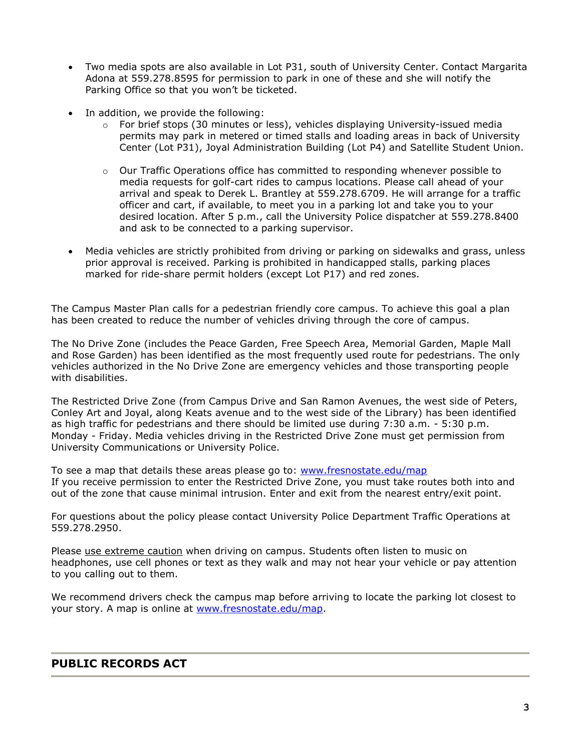- Two media spots are also available in Lot P31, south of University Center. Contact Margarita Adona at 559.278.8595 for permission to park in one of these and she will notify the Parking Office so that you won't be ticketed.
- In addition, we provide the following:
  - For brief stops (30 minutes or less), vehicles displaying University-issued media permits may park in metered or timed stalls and loading areas in back of University Center (Lot P31), Joyal Administration Building (Lot P4) and Satellite Student Union.
  - Our Traffic Operations office has committed to responding whenever possible to media requests for golf-cart rides to campus locations. Please call ahead of your arrival and speak to Derek L. Brantley at 559.278.6709. He will arrange for a traffic officer and cart, if available, to meet you in a parking lot and take you to your desired location. After 5 p.m., call the University Police dispatcher at 559.278.8400 and ask to be connected to a parking supervisor.
- Media vehicles are strictly prohibited from driving or parking on sidewalks and grass, unless prior approval is received. Parking is prohibited in handicapped stalls, parking places marked for ride-share permit holders (except Lot P17) and red zones.

The Campus Master Plan calls for a pedestrian friendly core campus. To achieve this goal a plan has been created to reduce the number of vehicles driving through the core of campus.

The No Drive Zone (includes the Peace Garden, Free Speech Area, Memorial Garden, Maple Mall and Rose Garden) has been identified as the most frequently used route for pedestrians. The only vehicles authorized in the No Drive Zone are emergency vehicles and those transporting people with disabilities.

The Restricted Drive Zone (from Campus Drive and San Ramon Avenues, the west side of Peters, Conley Art and Joyal, along Keats avenue and to the west side of the Library) has been identified as high traffic for pedestrians and there should be limited use during 7:30 a.m. - 5:30 p.m. Monday - Friday. Media vehicles driving in the Restricted Drive Zone must get permission from University Communications or University Police.

To see a map that details these areas please go to: [www.fresnostate.edu/map](http://www.fresnostate.edu/map)
If you receive permission to enter the Restricted Drive Zone, you must take routes both into and out of the zone that cause minimal intrusion. Enter and exit from the nearest entry/exit point.

For questions about the policy please contact University Police Department Traffic Operations at 559.278.2950.

Please use extreme caution when driving on campus. Students often listen to music on headphones, use cell phones or text as they walk and may not hear your vehicle or pay attention to you calling out to them.

We recommend drivers check the campus map before arriving to locate the parking lot closest to your story. A map is online at [www.fresnostate.edu/map](http://www.fresnostate.edu/map).

## PUBLIC RECORDS ACT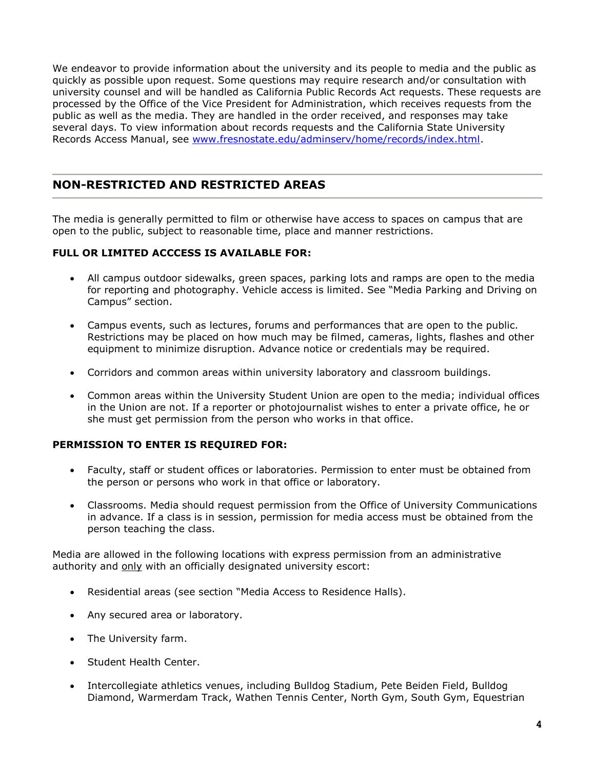We endeavor to provide information about the university and its people to media and the public as quickly as possible upon request. Some questions may require research and/or consultation with university counsel and will be handled as California Public Records Act requests. These requests are processed by the Office of the Vice President for Administration, which receives requests from the public as well as the media. They are handled in the order received, and responses may take several days. To view information about records requests and the California State University Records Access Manual, see [www.fresnostate.edu/adminserv/home/records/index.html](www.fresnostate.edu/adminserv/home/records/index.html).

## NON-RESTRICTED AND RESTRICTED AREAS

The media is generally permitted to film or otherwise have access to spaces on campus that are open to the public, subject to reasonable time, place and manner restrictions.

**FULL OR LIMITED ACCCESS IS AVAILABLE FOR:**

- All campus outdoor sidewalks, green spaces, parking lots and ramps are open to the media for reporting and photography. Vehicle access is limited. See "Media Parking and Driving on Campus" section.
- Campus events, such as lectures, forums and performances that are open to the public. Restrictions may be placed on how much may be filmed, cameras, lights, flashes and other equipment to minimize disruption. Advance notice or credentials may be required.
- Corridors and common areas within university laboratory and classroom buildings.
- Common areas within the University Student Union are open to the media; individual offices in the Union are not. If a reporter or photojournalist wishes to enter a private office, he or she must get permission from the person who works in that office.

**PERMISSION TO ENTER IS REQUIRED FOR:**

- Faculty, staff or student offices or laboratories. Permission to enter must be obtained from the person or persons who work in that office or laboratory.
- Classrooms. Media should request permission from the Office of University Communications in advance. If a class is in session, permission for media access must be obtained from the person teaching the class.

Media are allowed in the following locations with express permission from an administrative authority and only with an officially designated university escort:

- Residential areas (see section "Media Access to Residence Halls).
- Any secured area or laboratory.
- The University farm.
- Student Health Center.
- Intercollegiate athletics venues, including Bulldog Stadium, Pete Beiden Field, Bulldog Diamond, Warmerdam Track, Wathen Tennis Center, North Gym, South Gym, Equestrian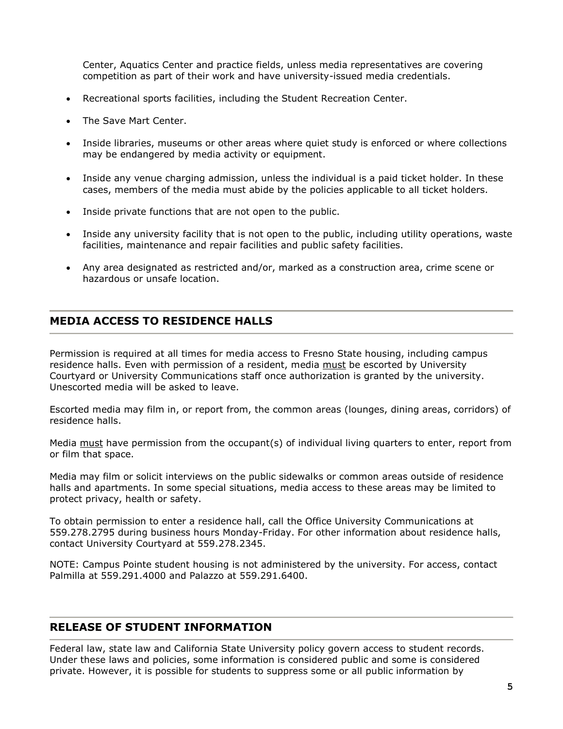Center, Aquatics Center and practice fields, unless media representatives are covering competition as part of their work and have university-issued media credentials.

- Recreational sports facilities, including the Student Recreation Center.
- The Save Mart Center.
- Inside libraries, museums or other areas where quiet study is enforced or where collections may be endangered by media activity or equipment.
- Inside any venue charging admission, unless the individual is a paid ticket holder. In these cases, members of the media must abide by the policies applicable to all ticket holders.
- Inside private functions that are not open to the public.
- Inside any university facility that is not open to the public, including utility operations, waste facilities, maintenance and repair facilities and public safety facilities.
- Any area designated as restricted and/or, marked as a construction area, crime scene or hazardous or unsafe location.

## MEDIA ACCESS TO RESIDENCE HALLS

Permission is required at all times for media access to Fresno State housing, including campus residence halls. Even with permission of a resident, media must be escorted by University Courtyard or University Communications staff once authorization is granted by the university. Unescorted media will be asked to leave.

Escorted media may film in, or report from, the common areas (lounges, dining areas, corridors) of residence halls.

Media must have permission from the occupant(s) of individual living quarters to enter, report from or film that space.

Media may film or solicit interviews on the public sidewalks or common areas outside of residence halls and apartments. In some special situations, media access to these areas may be limited to protect privacy, health or safety.

To obtain permission to enter a residence hall, call the Office University Communications at 559.278.2795 during business hours Monday-Friday. For other information about residence halls, contact University Courtyard at 559.278.2345.

NOTE: Campus Pointe student housing is not administered by the university. For access, contact Palmilla at 559.291.4000 and Palazzo at 559.291.6400.

## RELEASE OF STUDENT INFORMATION

Federal law, state law and California State University policy govern access to student records. Under these laws and policies, some information is considered public and some is considered private. However, it is possible for students to suppress some or all public information by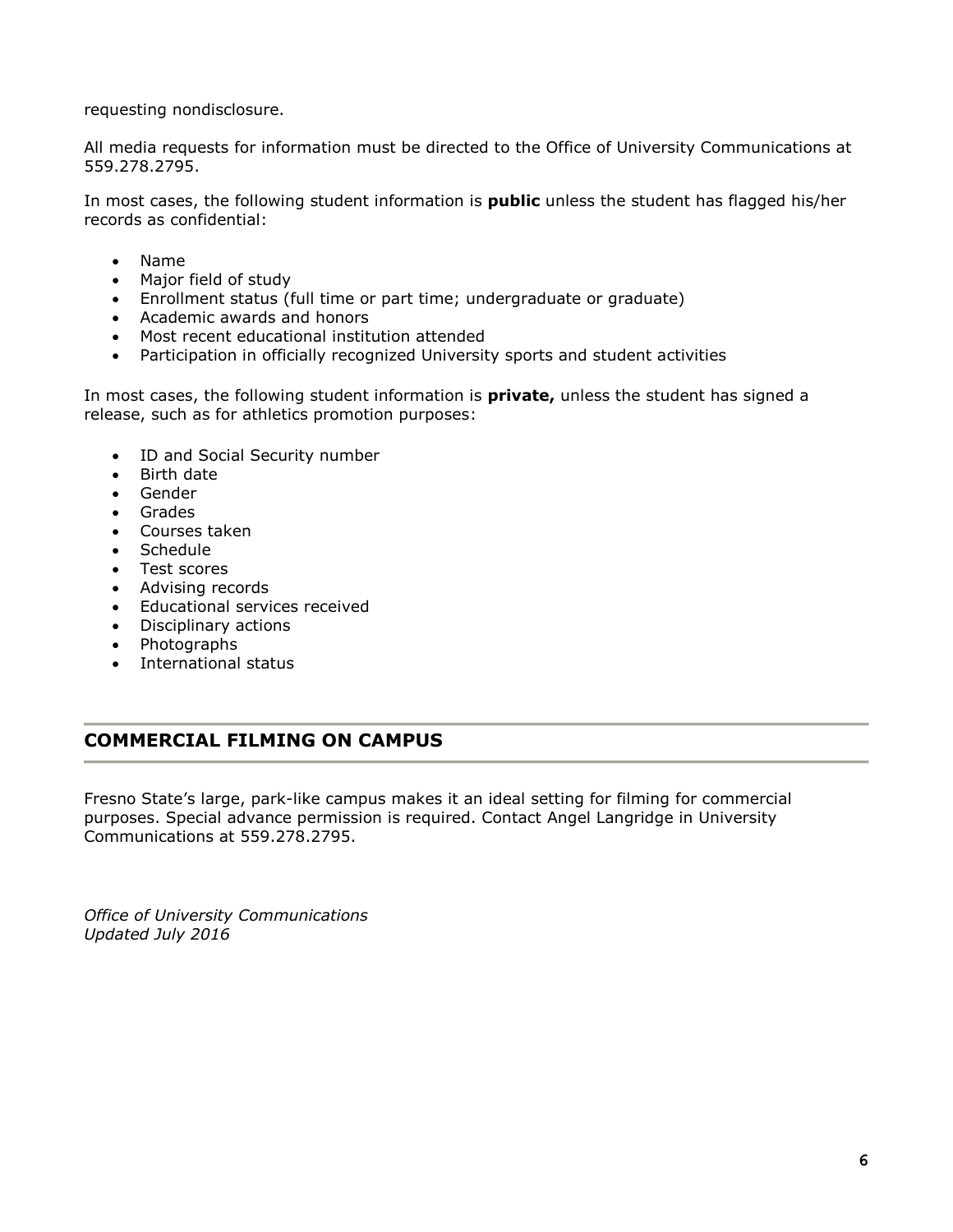requesting nondisclosure.

All media requests for information must be directed to the Office of University Communications at 559.278.2795.

In most cases, the following student information is **public** unless the student has flagged his/her records as confidential:

- Name
- Major field of study
- Enrollment status (full time or part time; undergraduate or graduate)
- Academic awards and honors
- Most recent educational institution attended
- Participation in officially recognized University sports and student activities

In most cases, the following student information is **private,** unless the student has signed a release, such as for athletics promotion purposes:

- ID and Social Security number
- Birth date
- Gender
- Grades
- Courses taken
- Schedule
- Test scores
- Advising records
- Educational services received
- Disciplinary actions
- Photographs
- International status

## COMMERCIAL FILMING ON CAMPUS

Fresno State's large, park-like campus makes it an ideal setting for filming for commercial purposes. Special advance permission is required. Contact Angel Langridge in University Communications at 559.278.2795.

*Office of University Communications*
*Updated July 2016*